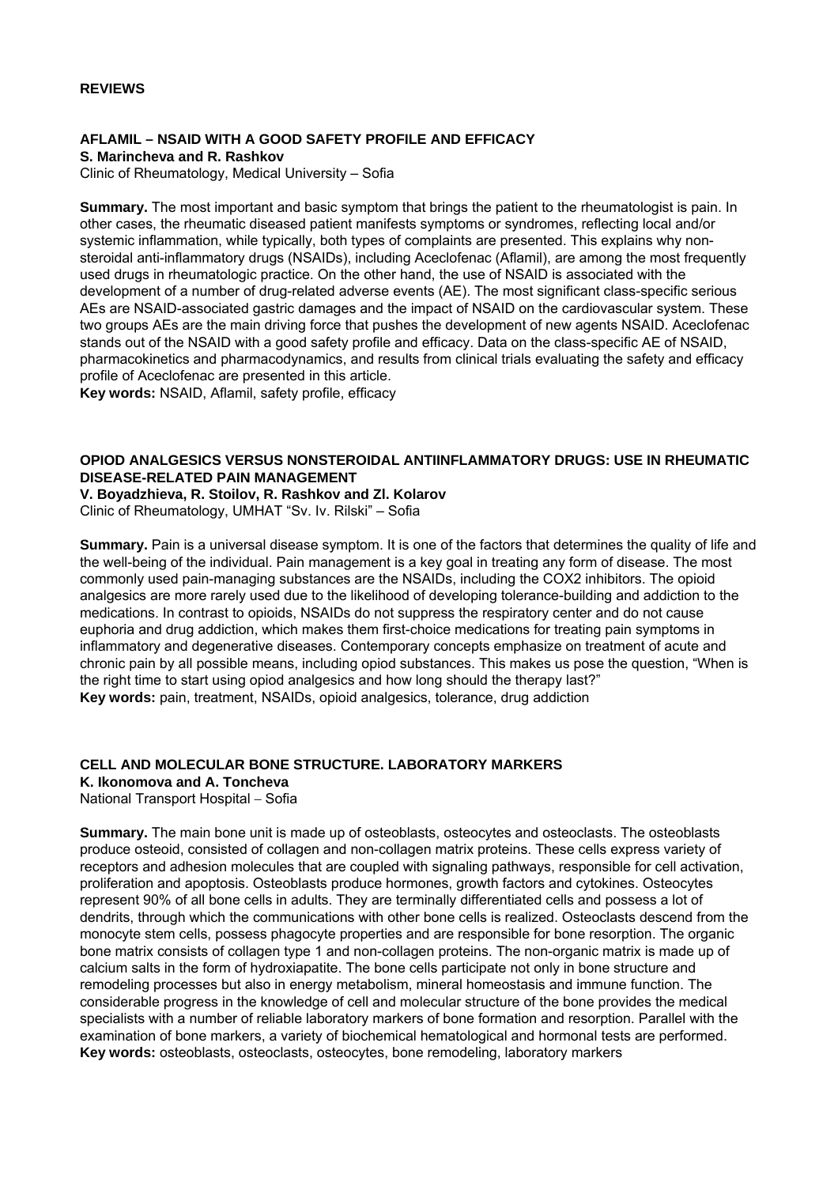# REVIEWS

## AFLAMIL – NSAID WITH A GOOD SAFETY PROFILE AND EFFICACY

**S. Marincheva and R. Rashkov**

Clinic of Rheumatology, Medical University – Sofia

**Summary.** The most important and basic symptom that brings the patient to the rheumatologist is pain. In other cases, the rheumatic diseased patient manifests symptoms or syndromes, reflecting local and/or systemic inflammation, while typically, both types of complaints are presented. This explains why non-steroidal anti-inflammatory drugs (NSAIDs), including Aceclofenac (Aflamil), are among the most frequently used drugs in rheumatologic practice. On the other hand, the use of NSAID is associated with the development of a number of drug-related adverse events (AE). The most significant class-specific serious AEs are NSAID-associated gastric damages and the impact of NSAID on the cardiovascular system. These two groups AEs are the main driving force that pushes the development of new agents NSAID. Aceclofenac stands out of the NSAID with a good safety profile and efficacy. Data on the class-specific AE of NSAID, pharmacokinetics and pharmacodynamics, and results from clinical trials evaluating the safety and efficacy profile of Aceclofenac are presented in this article.

**Key words:** NSAID, Aflamil, safety profile, efficacy

## OPIOD ANALGESICS VERSUS NONSTEROIDAL ANTIINFLAMMATORY DRUGS: USE IN RHEUMATIC DISEASE-RELATED PAIN MANAGEMENT

**V. Boyadzhieva, R. Stoilov, R. Rashkov and Zl. Kolarov**

Clinic of Rheumatology, UMHAT "Sv. Iv. Rilski" – Sofia

**Summary.** Pain is a universal disease symptom. It is one of the factors that determines the quality of life and the well-being of the individual. Pain management is a key goal in treating any form of disease. The most commonly used pain-managing substances are the NSAIDs, including the COX2 inhibitors. The opioid analgesics are more rarely used due to the likelihood of developing tolerance-building and addiction to the medications. In contrast to opioids, NSAIDs do not suppress the respiratory center and do not cause euphoria and drug addiction, which makes them first-choice medications for treating pain symptoms in inflammatory and degenerative diseases. Contemporary concepts emphasize on treatment of acute and chronic pain by all possible means, including opiod substances. This makes us pose the question, "When is the right time to start using opiod analgesics and how long should the therapy last?"

**Key words:** pain, treatment, NSAIDs, opioid analgesics, tolerance, drug addiction

## CELL AND MOLECULAR BONE STRUCTURE. LABORATORY MARKERS

**K. Ikonomova and A. Toncheva**

National Transport Hospital – Sofia

**Summary.** The main bone unit is made up of osteoblasts, osteocytes and osteoclasts. The osteoblasts produce osteoid, consisted of collagen and non-collagen matrix proteins. These cells express variety of receptors and adhesion molecules that are coupled with signaling pathways, responsible for cell activation, proliferation and apoptosis. Osteoblasts produce hormones, growth factors and cytokines. Osteocytes represent 90% of all bone cells in adults. They are terminally differentiated cells and possess a lot of dendrits, through which the communications with other bone cells is realized. Osteoclasts descend from the monocyte stem cells, possess phagocyte properties and are responsible for bone resorption. The organic bone matrix consists of collagen type 1 and non-collagen proteins. The non-organic matrix is made up of calcium salts in the form of hydroxiapatite. The bone cells participate not only in bone structure and remodeling processes but also in energy metabolism, mineral homeostasis and immune function. The considerable progress in the knowledge of cell and molecular structure of the bone provides the medical specialists with a number of reliable laboratory markers of bone formation and resorption. Parallel with the examination of bone markers, a variety of biochemical hematological and hormonal tests are performed.

**Key words:** osteoblasts, osteoclasts, osteocytes, bone remodeling, laboratory markers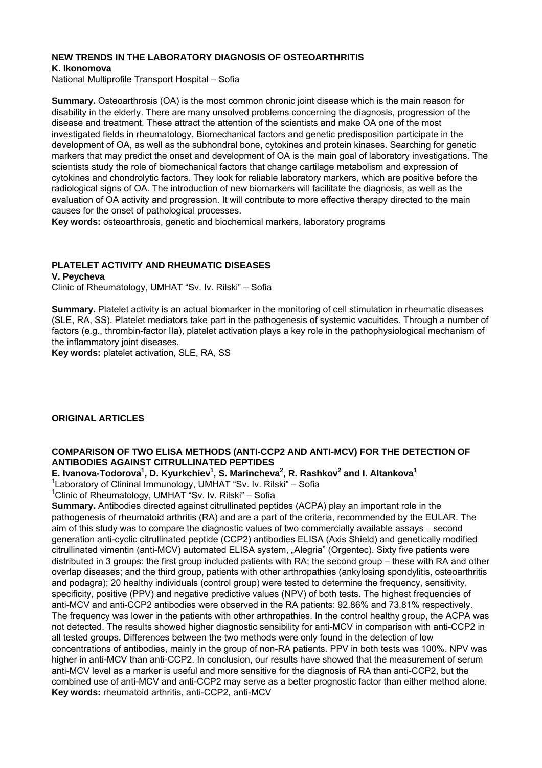## NEW TRENDS IN THE LABORATORY DIAGNOSIS OF OSTEOARTHRITIS

**K. Ikonomova**

National Multiprofile Transport Hospital – Sofia

**Summary.** Osteoarthrosis (OA) is the most common chronic joint disease which is the main reason for disability in the elderly. There are many unsolved problems concerning the diagnosis, progression of the disease and treatment. These attract the attention of the scientists and make OA one of the most investigated fields in rheumatology. Biomechanical factors and genetic predisposition participate in the development of OA, as well as the subhondral bone, cytokines and protein kinases. Searching for genetic markers that may predict the onset and development of OA is the main goal of laboratory investigations. The scientists study the role of biomechanical factors that change cartilage metabolism and expression of cytokines and chondrolytic factors. They look for reliable laboratory markers, which are positive before the radiological signs of OA. The introduction of new biomarkers will facilitate the diagnosis, as well as the evaluation of OA activity and progression. It will contribute to more effective therapy directed to the main causes for the onset of pathological processes.

**Key words:** osteoarthrosis, genetic and biochemical markers, laboratory programs

## PLATELET ACTIVITY AND RHEUMATIC DISEASES

**V. Peycheva**

Clinic of Rheumatology, UMHAT "Sv. Iv. Rilski" – Sofia

**Summary.** Platelet activity is an actual biomarker in the monitoring of cell stimulation in rheumatic diseases (SLE, RA, SS). Platelet mediators take part in the pathogenesis of systemic vacuitides. Through a number of factors (e.g., thrombin-factor IIa), platelet activation plays a key role in the pathophysiological mechanism of the inflammatory joint diseases.

**Key words:** platelet activation, SLE, RA, SS

# ORIGINAL ARTICLES

## COMPARISON OF TWO ELISA METHODS (ANTI-CCP2 AND ANTI-MCV) FOR THE DETECTION OF ANTIBODIES AGAINST CITRULLINATED PEPTIDES

**E. Ivanova-Todorova[1], D. Kyurkchiev[1], S. Marincheva[2], R. Rashkov[2] and I. Altankova[1]**

[1]Laboratory of Clininal Immunology, UMHAT "Sv. Iv. Rilski" – Sofia

[1]Clinic of Rheumatology, UMHAT "Sv. Iv. Rilski" – Sofia

**Summary.** Antibodies directed against citrullinated peptides (ACPA) play an important role in the pathogenesis of rheumatoid arthritis (RA) and are a part of the criteria, recommended by the EULAR. The aim of this study was to compare the diagnostic values of two commercially available assays – second generation anti-cyclic citrullinated peptide (CCP2) antibodies ELISA (Axis Shield) and genetically modified citrullinated vimentin (anti-MCV) automated ELISA system, „Alegria" (Orgentec). Sixty five patients were distributed in 3 groups: the first group included patients with RA; the second group – these with RA and other overlap diseases; and the third group, patients with other arthropathies (ankylosing spondylitis, osteoarthritis and podagra); 20 healthy individuals (control group) were tested to determine the frequency, sensitivity, specificity, positive (PPV) and negative predictive values (NPV) of both tests. The highest frequencies of anti-MCV and anti-CCP2 antibodies were observed in the RA patients: 92.86% and 73.81% respectively. The frequency was lower in the patients with other arthropathies. In the control healthy group, the ACPA was not detected. The results showed higher diagnostic sensibility for anti-MCV in comparison with anti-CCP2 in all tested groups. Differences between the two methods were only found in the detection of low concentrations of antibodies, mainly in the group of non-RA patients. PPV in both tests was 100%. NPV was higher in anti-MCV than anti-CCP2. In conclusion, our results have showed that the measurement of serum anti-MCV level as a marker is useful and more sensitive for the diagnosis of RA than anti-CCP2, but the combined use of anti-MCV and anti-CCP2 may serve as a better prognostic factor than either method alone.

**Key words:** rheumatoid arthritis, anti-CCP2, anti-MCV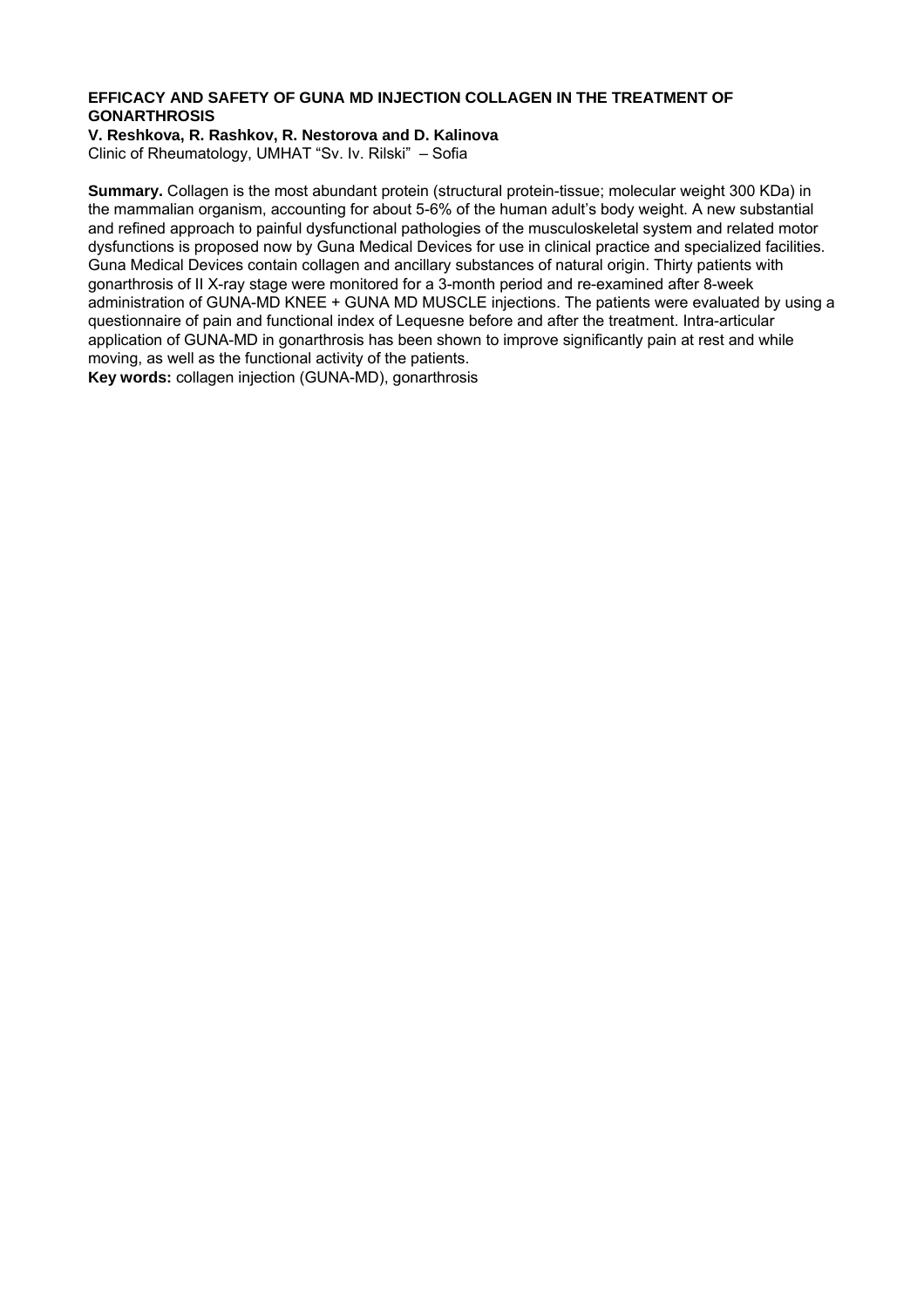**EFFICACY AND SAFETY OF GUNA MD INJECTION COLLAGEN IN THE TREATMENT OF GONARTHROSIS**

**V. Reshkova, R. Rashkov, R. Nestorova and D. Kalinova**

Clinic of Rheumatology, UMHAT "Sv. Iv. Rilski" – Sofia

**Summary.** Collagen is the most abundant protein (structural protein-tissue; molecular weight 300 KDa) in the mammalian organism, accounting for about 5-6% of the human adult's body weight. A new substantial and refined approach to painful dysfunctional pathologies of the musculoskeletal system and related motor dysfunctions is proposed now by Guna Medical Devices for use in clinical practice and specialized facilities. Guna Medical Devices contain collagen and ancillary substances of natural origin. Thirty patients with gonarthrosis of II X-ray stage were monitored for a 3-month period and re-examined after 8-week administration of GUNA-MD KNEE + GUNA MD MUSCLE injections. The patients were evaluated by using a questionnaire of pain and functional index of Lequesne before and after the treatment. Intra-articular application of GUNA-MD in gonarthrosis has been shown to improve significantly pain at rest and while moving, as well as the functional activity of the patients.

**Key words:** collagen injection (GUNA-MD), gonarthrosis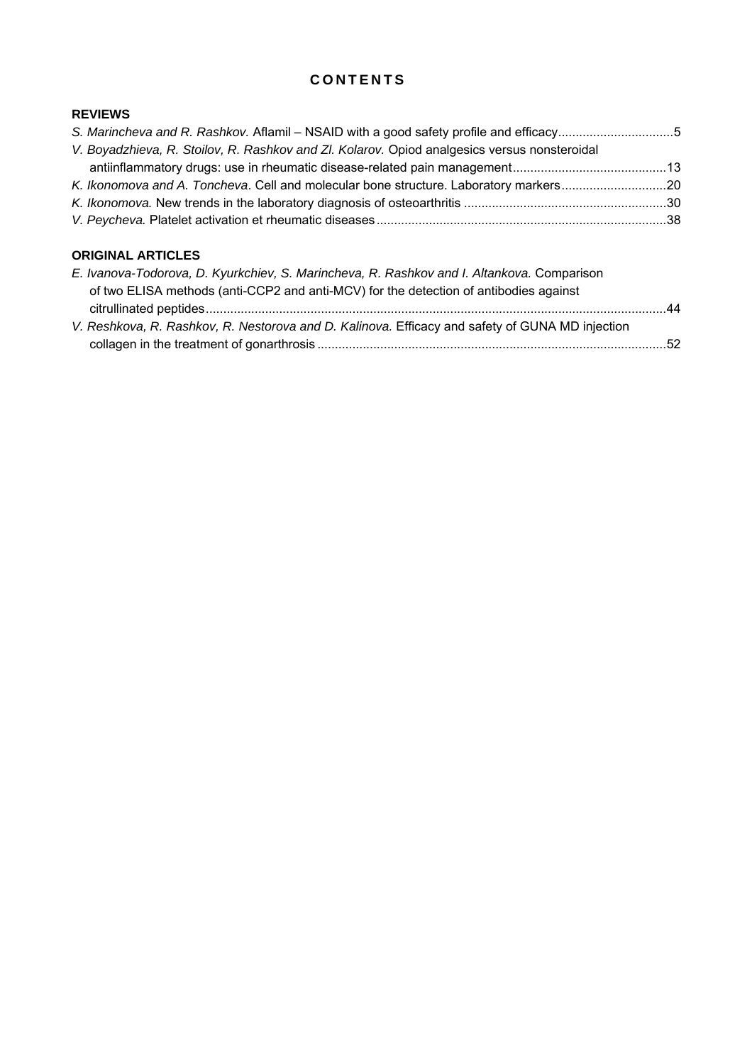# CONTENTS

## REVIEWS

*S. Marincheva and R. Rashkov.* Aflamil – NSAID with a good safety profile and efficacy ....5

*V. Boyadzhieva, R. Stoilov, R. Rashkov and Zl. Kolarov.* Opiod analgesics versus nonsteroidal antiinflammatory drugs: use in rheumatic disease-related pain management ....13

*K. Ikonomova and A. Toncheva*. Cell and molecular bone structure. Laboratory markers ....20

*K. Ikonomova.* New trends in the laboratory diagnosis of osteoarthritis ....30

*V. Peycheva.* Platelet activation et rheumatic diseases ....38

## ORIGINAL ARTICLES

*E. Ivanova-Todorova, D. Kyurkchiev, S. Marincheva, R. Rashkov and I. Altankova.* Comparison of two ELISA methods (anti-CCP2 and anti-MCV) for the detection of antibodies against citrullinated peptides ....44

*V. Reshkova, R. Rashkov, R. Nestorova and D. Kalinova.* Efficacy and safety of GUNA MD injection collagen in the treatment of gonarthrosis ....52